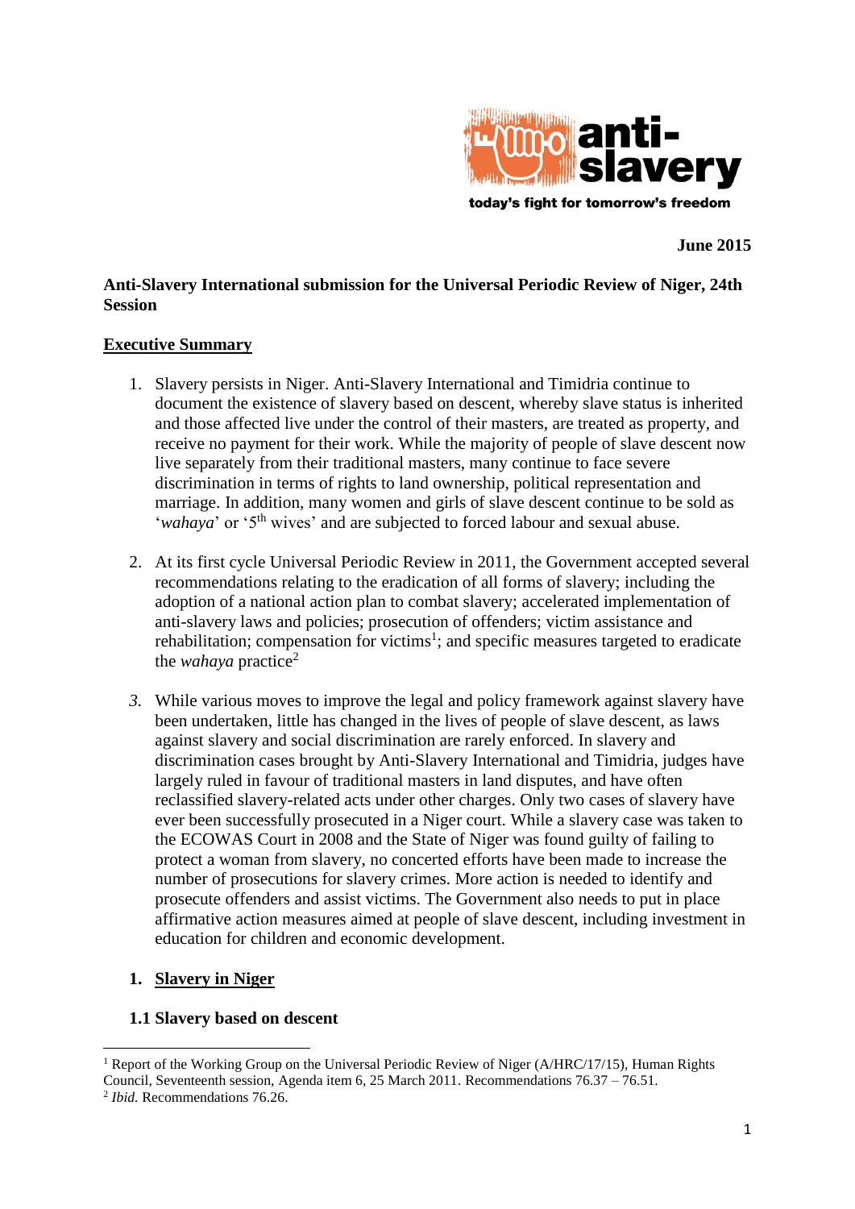anti-slavery

today's fight for tomorrow's freedom

**June 2015**

**Anti-Slavery International submission for the Universal Periodic Review of Niger, 24th Session**

## Executive Summary

1. Slavery persists in Niger. Anti-Slavery International and Timidria continue to document the existence of slavery based on descent, whereby slave status is inherited and those affected live under the control of their masters, are treated as property, and receive no payment for their work. While the majority of people of slave descent now live separately from their traditional masters, many continue to face severe discrimination in terms of rights to land ownership, political representation and marriage. In addition, many women and girls of slave descent continue to be sold as '*wahaya*' or '5th wives' and are subjected to forced labour and sexual abuse.

2. At its first cycle Universal Periodic Review in 2011, the Government accepted several recommendations relating to the eradication of all forms of slavery; including the adoption of a national action plan to combat slavery; accelerated implementation of anti-slavery laws and policies; prosecution of offenders; victim assistance and rehabilitation; compensation for victims[1]; and specific measures targeted to eradicate the *wahaya* practice[2]

3. While various moves to improve the legal and policy framework against slavery have been undertaken, little has changed in the lives of people of slave descent, as laws against slavery and social discrimination are rarely enforced. In slavery and discrimination cases brought by Anti-Slavery International and Timidria, judges have largely ruled in favour of traditional masters in land disputes, and have often reclassified slavery-related acts under other charges. Only two cases of slavery have ever been successfully prosecuted in a Niger court. While a slavery case was taken to the ECOWAS Court in 2008 and the State of Niger was found guilty of failing to protect a woman from slavery, no concerted efforts have been made to increase the number of prosecutions for slavery crimes. More action is needed to identify and prosecute offenders and assist victims. The Government also needs to put in place affirmative action measures aimed at people of slave descent, including investment in education for children and economic development.

## 1. Slavery in Niger

### 1.1 Slavery based on descent

---

[1] Report of the Working Group on the Universal Periodic Review of Niger (A/HRC/17/15), Human Rights Council, Seventeenth session, Agenda item 6, 25 March 2011. Recommendations 76.37 – 76.51.

[2] *Ibid.* Recommendations 76.26.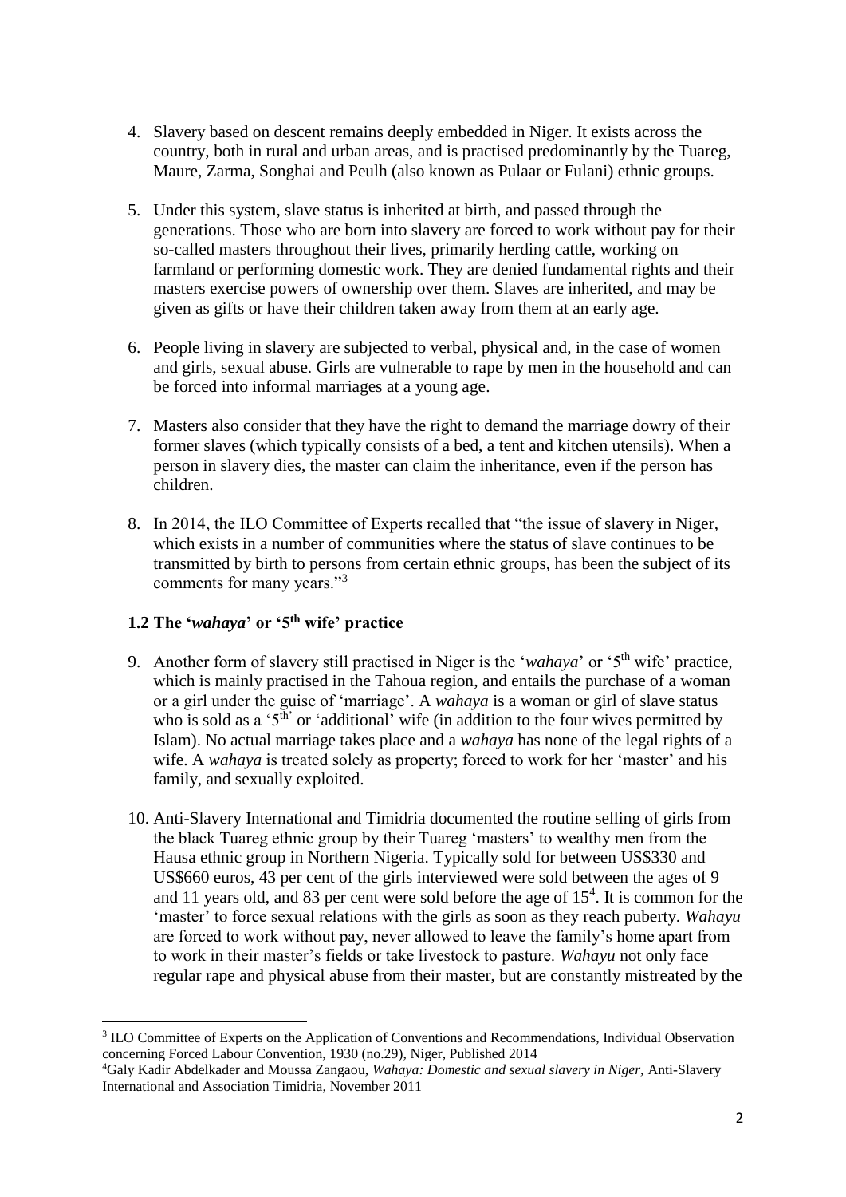4. Slavery based on descent remains deeply embedded in Niger. It exists across the country, both in rural and urban areas, and is practised predominantly by the Tuareg, Maure, Zarma, Songhai and Peulh (also known as Pulaar or Fulani) ethnic groups.

5. Under this system, slave status is inherited at birth, and passed through the generations. Those who are born into slavery are forced to work without pay for their so-called masters throughout their lives, primarily herding cattle, working on farmland or performing domestic work. They are denied fundamental rights and their masters exercise powers of ownership over them. Slaves are inherited, and may be given as gifts or have their children taken away from them at an early age.

6. People living in slavery are subjected to verbal, physical and, in the case of women and girls, sexual abuse. Girls are vulnerable to rape by men in the household and can be forced into informal marriages at a young age.

7. Masters also consider that they have the right to demand the marriage dowry of their former slaves (which typically consists of a bed, a tent and kitchen utensils). When a person in slavery dies, the master can claim the inheritance, even if the person has children.

8. In 2014, the ILO Committee of Experts recalled that "the issue of slavery in Niger, which exists in a number of communities where the status of slave continues to be transmitted by birth to persons from certain ethnic groups, has been the subject of its comments for many years."[3]

### 1.2 The '*wahaya*' or '5th wife' practice

9. Another form of slavery still practised in Niger is the '*wahaya*' or '5th wife' practice, which is mainly practised in the Tahoua region, and entails the purchase of a woman or a girl under the guise of 'marriage'. A *wahaya* is a woman or girl of slave status who is sold as a '5th' or 'additional' wife (in addition to the four wives permitted by Islam). No actual marriage takes place and a *wahaya* has none of the legal rights of a wife. A *wahaya* is treated solely as property; forced to work for her 'master' and his family, and sexually exploited.

10. Anti-Slavery International and Timidria documented the routine selling of girls from the black Tuareg ethnic group by their Tuareg 'masters' to wealthy men from the Hausa ethnic group in Northern Nigeria. Typically sold for between US$330 and US$660 euros, 43 per cent of the girls interviewed were sold between the ages of 9 and 11 years old, and 83 per cent were sold before the age of 15[4]. It is common for the 'master' to force sexual relations with the girls as soon as they reach puberty. *Wahayu* are forced to work without pay, never allowed to leave the family's home apart from to work in their master's fields or take livestock to pasture. *Wahayu* not only face regular rape and physical abuse from their master, but are constantly mistreated by the

---

[3] ILO Committee of Experts on the Application of Conventions and Recommendations, Individual Observation concerning Forced Labour Convention, 1930 (no.29), Niger, Published 2014

[4] Galy Kadir Abdelkader and Moussa Zangaou, *Wahaya: Domestic and sexual slavery in Niger,* Anti-Slavery International and Association Timidria, November 2011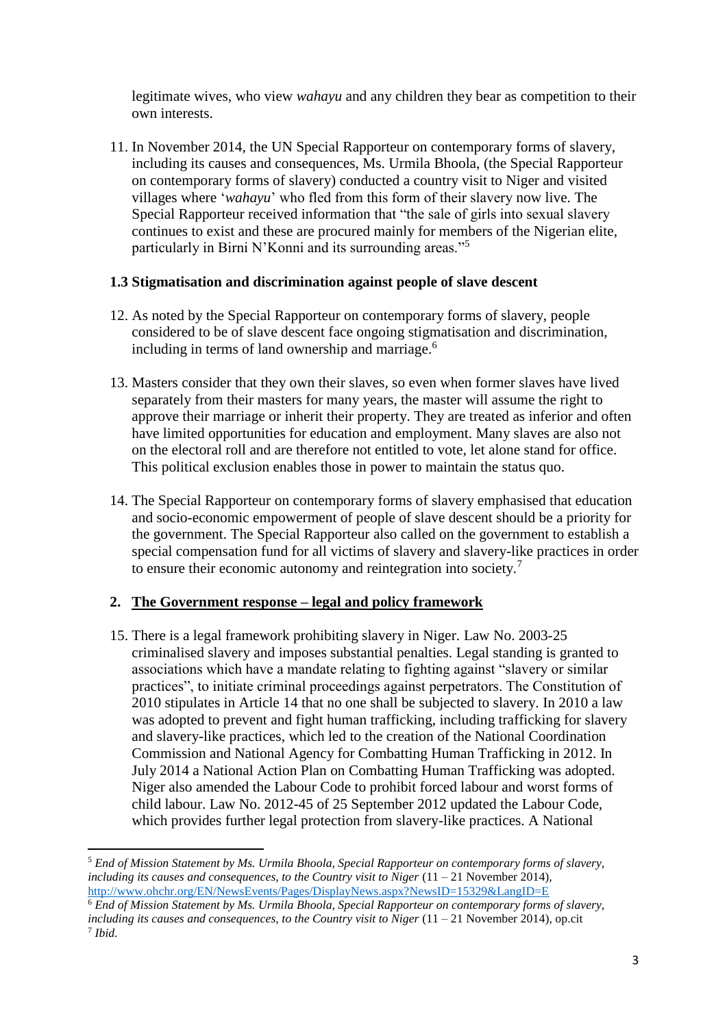legitimate wives, who view *wahayu* and any children they bear as competition to their own interests.

11. In November 2014, the UN Special Rapporteur on contemporary forms of slavery, including its causes and consequences, Ms. Urmila Bhoola, (the Special Rapporteur on contemporary forms of slavery) conducted a country visit to Niger and visited villages where '*wahayu*' who fled from this form of their slavery now live. The Special Rapporteur received information that "the sale of girls into sexual slavery continues to exist and these are procured mainly for members of the Nigerian elite, particularly in Birni N'Konni and its surrounding areas."[5]

### 1.3 Stigmatisation and discrimination against people of slave descent

12. As noted by the Special Rapporteur on contemporary forms of slavery, people considered to be of slave descent face ongoing stigmatisation and discrimination, including in terms of land ownership and marriage.[6]

13. Masters consider that they own their slaves, so even when former slaves have lived separately from their masters for many years, the master will assume the right to approve their marriage or inherit their property. They are treated as inferior and often have limited opportunities for education and employment. Many slaves are also not on the electoral roll and are therefore not entitled to vote, let alone stand for office. This political exclusion enables those in power to maintain the status quo.

14. The Special Rapporteur on contemporary forms of slavery emphasised that education and socio-economic empowerment of people of slave descent should be a priority for the government. The Special Rapporteur also called on the government to establish a special compensation fund for all victims of slavery and slavery-like practices in order to ensure their economic autonomy and reintegration into society.[7]

## 2. The Government response – legal and policy framework

15. There is a legal framework prohibiting slavery in Niger. Law No. 2003-25 criminalised slavery and imposes substantial penalties. Legal standing is granted to associations which have a mandate relating to fighting against "slavery or similar practices", to initiate criminal proceedings against perpetrators. The Constitution of 2010 stipulates in Article 14 that no one shall be subjected to slavery. In 2010 a law was adopted to prevent and fight human trafficking, including trafficking for slavery and slavery-like practices, which led to the creation of the National Coordination Commission and National Agency for Combatting Human Trafficking in 2012. In July 2014 a National Action Plan on Combatting Human Trafficking was adopted. Niger also amended the Labour Code to prohibit forced labour and worst forms of child labour. Law No. 2012-45 of 25 September 2012 updated the Labour Code, which provides further legal protection from slavery-like practices. A National

---

[5] *End of Mission Statement by Ms. Urmila Bhoola, Special Rapporteur on contemporary forms of slavery, including its causes and consequences, to the Country visit to Niger* (11 – 21 November 2014), http://www.ohchr.org/EN/NewsEvents/Pages/DisplayNews.aspx?NewsID=15329&LangID=E

[6] *End of Mission Statement by Ms. Urmila Bhoola, Special Rapporteur on contemporary forms of slavery, including its causes and consequences, to the Country visit to Niger* (11 – 21 November 2014), op.cit

[7] *Ibid.*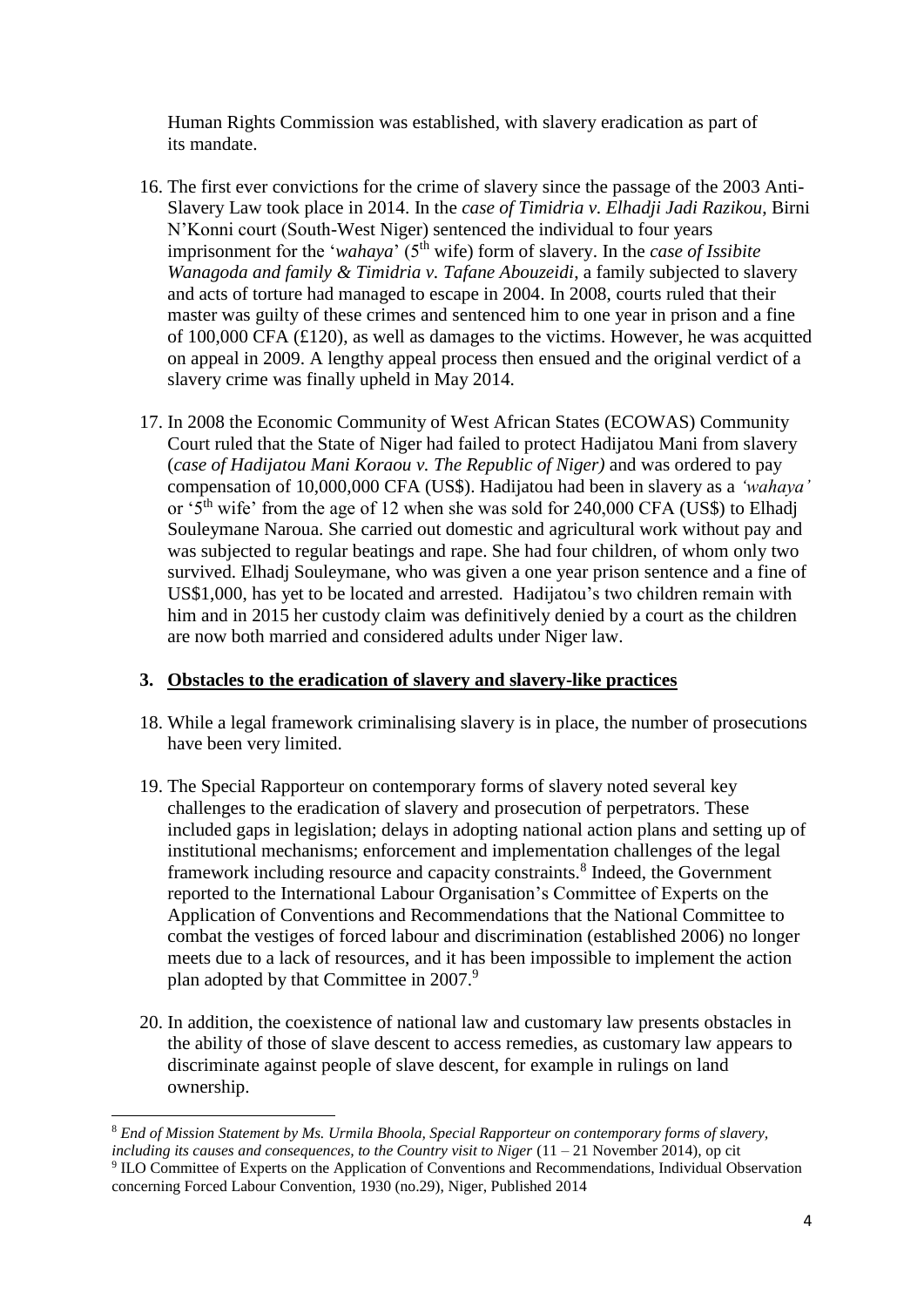Human Rights Commission was established, with slavery eradication as part of its mandate.

16. The first ever convictions for the crime of slavery since the passage of the 2003 Anti-Slavery Law took place in 2014. In the *case of Timidria v. Elhadji Jadi Razikou*, Birni N'Konni court (South-West Niger) sentenced the individual to four years imprisonment for the '*wahaya*' (5th wife) form of slavery. In the *case of Issibite Wanagoda and family & Timidria v. Tafane Abouzeidi*, a family subjected to slavery and acts of torture had managed to escape in 2004. In 2008, courts ruled that their master was guilty of these crimes and sentenced him to one year in prison and a fine of 100,000 CFA (£120), as well as damages to the victims. However, he was acquitted on appeal in 2009. A lengthy appeal process then ensued and the original verdict of a slavery crime was finally upheld in May 2014.

17. In 2008 the Economic Community of West African States (ECOWAS) Community Court ruled that the State of Niger had failed to protect Hadijatou Mani from slavery (*case of Hadijatou Mani Koraou v. The Republic of Niger)* and was ordered to pay compensation of 10,000,000 CFA (US$). Hadijatou had been in slavery as a *'wahaya'* or '5th wife' from the age of 12 when she was sold for 240,000 CFA (US$) to Elhadj Souleymane Naroua. She carried out domestic and agricultural work without pay and was subjected to regular beatings and rape. She had four children, of whom only two survived. Elhadj Souleymane, who was given a one year prison sentence and a fine of US$1,000, has yet to be located and arrested. Hadijatou's two children remain with him and in 2015 her custody claim was definitively denied by a court as the children are now both married and considered adults under Niger law.

### 3. Obstacles to the eradication of slavery and slavery-like practices

18. While a legal framework criminalising slavery is in place, the number of prosecutions have been very limited.

19. The Special Rapporteur on contemporary forms of slavery noted several key challenges to the eradication of slavery and prosecution of perpetrators. These included gaps in legislation; delays in adopting national action plans and setting up of institutional mechanisms; enforcement and implementation challenges of the legal framework including resource and capacity constraints.[8] Indeed, the Government reported to the International Labour Organisation's Committee of Experts on the Application of Conventions and Recommendations that the National Committee to combat the vestiges of forced labour and discrimination (established 2006) no longer meets due to a lack of resources, and it has been impossible to implement the action plan adopted by that Committee in 2007.[9]

20. In addition, the coexistence of national law and customary law presents obstacles in the ability of those of slave descent to access remedies, as customary law appears to discriminate against people of slave descent, for example in rulings on land ownership.

---

[8] *End of Mission Statement by Ms. Urmila Bhoola, Special Rapporteur on contemporary forms of slavery, including its causes and consequences, to the Country visit to Niger* (11 – 21 November 2014), op cit

[9] ILO Committee of Experts on the Application of Conventions and Recommendations, Individual Observation concerning Forced Labour Convention, 1930 (no.29), Niger, Published 2014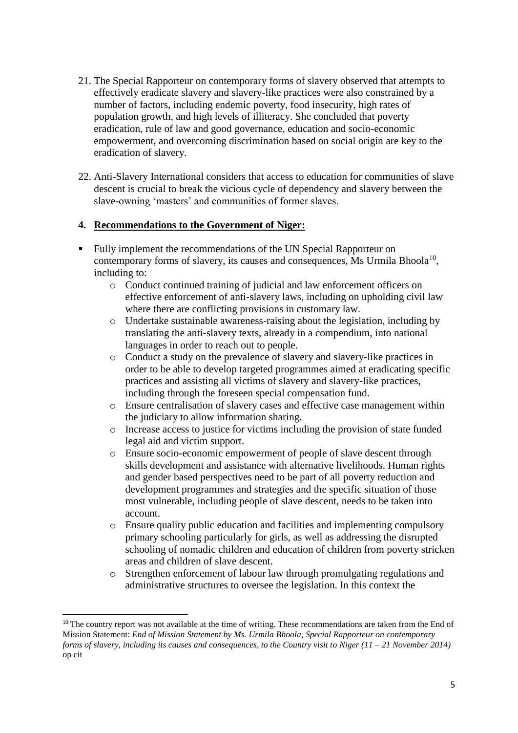21. The Special Rapporteur on contemporary forms of slavery observed that attempts to effectively eradicate slavery and slavery-like practices were also constrained by a number of factors, including endemic poverty, food insecurity, high rates of population growth, and high levels of illiteracy. She concluded that poverty eradication, rule of law and good governance, education and socio-economic empowerment, and overcoming discrimination based on social origin are key to the eradication of slavery.

22. Anti-Slavery International considers that access to education for communities of slave descent is crucial to break the vicious cycle of dependency and slavery between the slave-owning 'masters' and communities of former slaves.

## 4. Recommendations to the Government of Niger:

- Fully implement the recommendations of the UN Special Rapporteur on contemporary forms of slavery, its causes and consequences, Ms Urmila Bhoola[10], including to:
  - Conduct continued training of judicial and law enforcement officers on effective enforcement of anti-slavery laws, including on upholding civil law where there are conflicting provisions in customary law.
  - Undertake sustainable awareness-raising about the legislation, including by translating the anti-slavery texts, already in a compendium, into national languages in order to reach out to people.
  - Conduct a study on the prevalence of slavery and slavery-like practices in order to be able to develop targeted programmes aimed at eradicating specific practices and assisting all victims of slavery and slavery-like practices, including through the foreseen special compensation fund.
  - Ensure centralisation of slavery cases and effective case management within the judiciary to allow information sharing.
  - Increase access to justice for victims including the provision of state funded legal aid and victim support.
  - Ensure socio-economic empowerment of people of slave descent through skills development and assistance with alternative livelihoods. Human rights and gender based perspectives need to be part of all poverty reduction and development programmes and strategies and the specific situation of those most vulnerable, including people of slave descent, needs to be taken into account.
  - Ensure quality public education and facilities and implementing compulsory primary schooling particularly for girls, as well as addressing the disrupted schooling of nomadic children and education of children from poverty stricken areas and children of slave descent.
  - Strengthen enforcement of labour law through promulgating regulations and administrative structures to oversee the legislation. In this context the

---

[10] The country report was not available at the time of writing. These recommendations are taken from the End of Mission Statement: *End of Mission Statement by Ms. Urmila Bhoola, Special Rapporteur on contemporary forms of slavery, including its causes and consequences, to the Country visit to Niger (11 – 21 November 2014)* op cit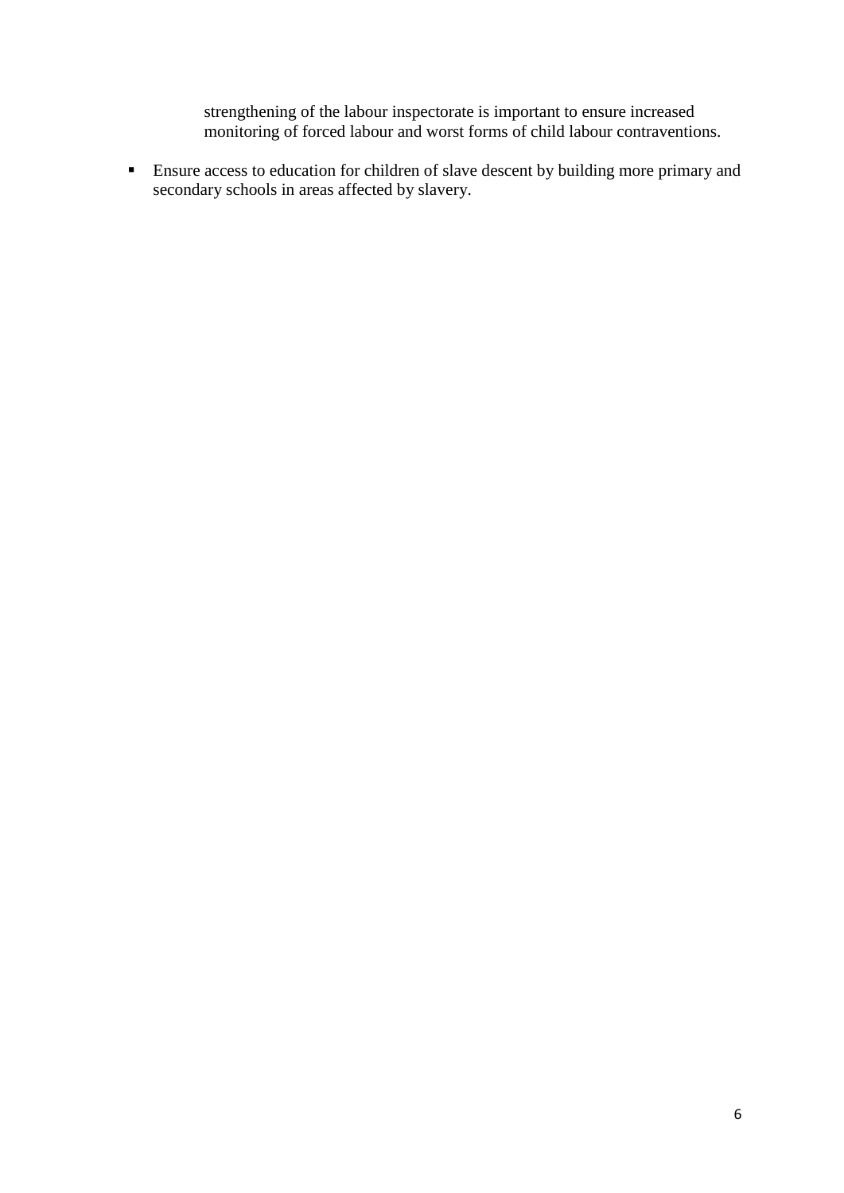strengthening of the labour inspectorate is important to ensure increased monitoring of forced labour and worst forms of child labour contraventions.

- Ensure access to education for children of slave descent by building more primary and secondary schools in areas affected by slavery.